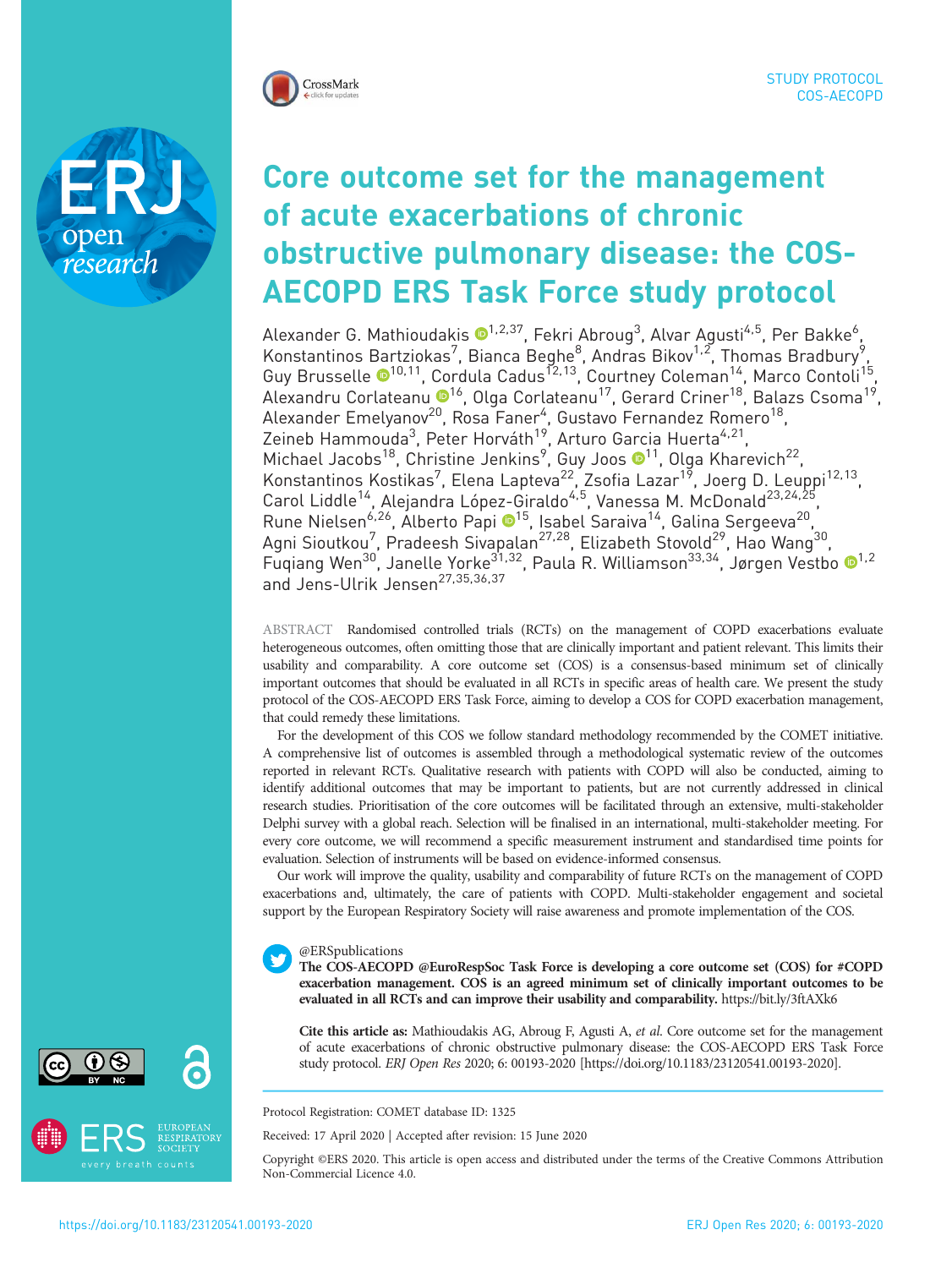STUDY PROTOCOL
COS-AECOPD

# Core outcome set for the management of acute exacerbations of chronic obstructive pulmonary disease: the COS-AECOPD ERS Task Force study protocol

Alexander G. Mathioudakis[1,2,37], Fekri Abroug[3], Alvar Agusti[4,5], Per Bakke[6], Konstantinos Bartziokas[7], Bianca Beghe[8], Andras Bikov[1,2], Thomas Bradbury[9], Guy Brusselle[10,11], Cordula Cadus[12,13], Courtney Coleman[14], Marco Contoli[15], Alexandru Corlateanu[16], Olga Corlateanu[17], Gerard Criner[18], Balazs Csoma[19], Alexander Emelyanov[20], Rosa Faner[4], Gustavo Fernandez Romero[18], Zeineb Hammouda[3], Peter Horváth[19], Arturo Garcia Huerta[4,21], Michael Jacobs[18], Christine Jenkins[9], Guy Joos[11], Olga Kharevich[22], Konstantinos Kostikas[7], Elena Lapteva[22], Zsofia Lazar[19], Joerg D. Leuppi[12,13], Carol Liddle[14], Alejandra López-Giraldo[4,5], Vanessa M. McDonald[23,24,25], Rune Nielsen[6,26], Alberto Papi[15], Isabel Saraiva[14], Galina Sergeeva[20], Agni Sioutkou[7], Pradeesh Sivapalan[27,28], Elizabeth Stovold[29], Hao Wang[30], Fuqiang Wen[30], Janelle Yorke[31,32], Paula R. Williamson[33,34], Jørgen Vestbo[1,2] and Jens-Ulrik Jensen[27,35,36,37]

ABSTRACT Randomised controlled trials (RCTs) on the management of COPD exacerbations evaluate heterogeneous outcomes, often omitting those that are clinically important and patient relevant. This limits their usability and comparability. A core outcome set (COS) is a consensus-based minimum set of clinically important outcomes that should be evaluated in all RCTs in specific areas of health care. We present the study protocol of the COS-AECOPD ERS Task Force, aiming to develop a COS for COPD exacerbation management, that could remedy these limitations.

For the development of this COS we follow standard methodology recommended by the COMET initiative. A comprehensive list of outcomes is assembled through a methodological systematic review of the outcomes reported in relevant RCTs. Qualitative research with patients with COPD will also be conducted, aiming to identify additional outcomes that may be important to patients, but are not currently addressed in clinical research studies. Prioritisation of the core outcomes will be facilitated through an extensive, multi-stakeholder Delphi survey with a global reach. Selection will be finalised in an international, multi-stakeholder meeting. For every core outcome, we will recommend a specific measurement instrument and standardised time points for evaluation. Selection of instruments will be based on evidence-informed consensus.

Our work will improve the quality, usability and comparability of future RCTs on the management of COPD exacerbations and, ultimately, the care of patients with COPD. Multi-stakeholder engagement and societal support by the European Respiratory Society will raise awareness and promote implementation of the COS.

@ERSpublications
**The COS-AECOPD @EuroRespSoc Task Force is developing a core outcome set (COS) for #COPD exacerbation management. COS is an agreed minimum set of clinically important outcomes to be evaluated in all RCTs and can improve their usability and comparability.** https://bit.ly/3ftAXk6

**Cite this article as:** Mathioudakis AG, Abroug F, Agusti A, *et al.* Core outcome set for the management of acute exacerbations of chronic obstructive pulmonary disease: the COS-AECOPD ERS Task Force study protocol. *ERJ Open Res* 2020; 6: 00193-2020 [https://doi.org/10.1183/23120541.00193-2020].

Protocol Registration: COMET database ID: 1325

Received: 17 April 2020 | Accepted after revision: 15 June 2020

Copyright ©ERS 2020. This article is open access and distributed under the terms of the Creative Commons Attribution Non-Commercial Licence 4.0.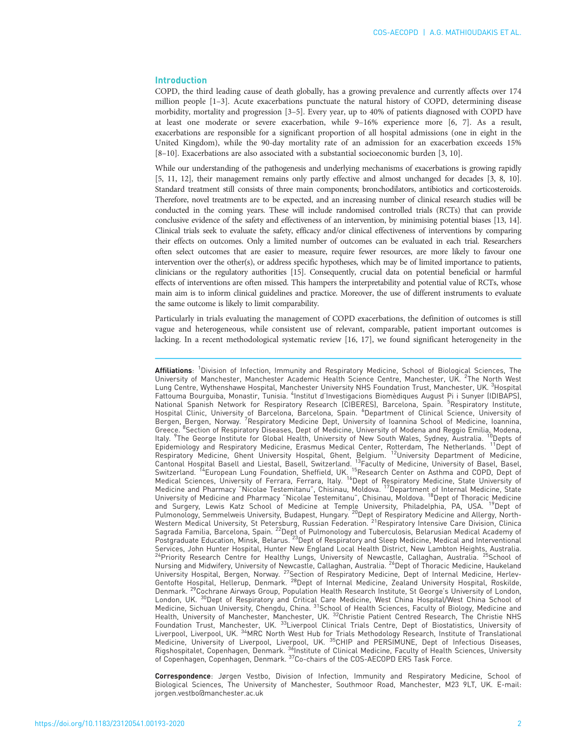## Introduction

COPD, the third leading cause of death globally, has a growing prevalence and currently affects over 174 million people [1–3]. Acute exacerbations punctuate the natural history of COPD, determining disease morbidity, mortality and progression [3–5]. Every year, up to 40% of patients diagnosed with COPD have at least one moderate or severe exacerbation, while 9–16% experience more [6, 7]. As a result, exacerbations are responsible for a significant proportion of all hospital admissions (one in eight in the United Kingdom), while the 90-day mortality rate of an admission for an exacerbation exceeds 15% [8–10]. Exacerbations are also associated with a substantial socioeconomic burden [3, 10].

While our understanding of the pathogenesis and underlying mechanisms of exacerbations is growing rapidly [5, 11, 12], their management remains only partly effective and almost unchanged for decades [3, 8, 10]. Standard treatment still consists of three main components; bronchodilators, antibiotics and corticosteroids. Therefore, novel treatments are to be expected, and an increasing number of clinical research studies will be conducted in the coming years. These will include randomised controlled trials (RCTs) that can provide conclusive evidence of the safety and effectiveness of an intervention, by minimising potential biases [13, 14]. Clinical trials seek to evaluate the safety, efficacy and/or clinical effectiveness of interventions by comparing their effects on outcomes. Only a limited number of outcomes can be evaluated in each trial. Researchers often select outcomes that are easier to measure, require fewer resources, are more likely to favour one intervention over the other(s), or address specific hypotheses, which may be of limited importance to patients, clinicians or the regulatory authorities [15]. Consequently, crucial data on potential beneficial or harmful effects of interventions are often missed. This hampers the interpretability and potential value of RCTs, whose main aim is to inform clinical guidelines and practice. Moreover, the use of different instruments to evaluate the same outcome is likely to limit comparability.

Particularly in trials evaluating the management of COPD exacerbations, the definition of outcomes is still vague and heterogeneous, while consistent use of relevant, comparable, patient important outcomes is lacking. In a recent methodological systematic review [16, 17], we found significant heterogeneity in the

**Affiliations**: [1]Division of Infection, Immunity and Respiratory Medicine, School of Biological Sciences, The University of Manchester, Manchester Academic Health Science Centre, Manchester, UK. [2]The North West Lung Centre, Wythenshawe Hospital, Manchester University NHS Foundation Trust, Manchester, UK. [3]Hospital Fattouma Bourguiba, Monastir, Tunisia. [4]Institut d'Investigacions Biomèdiques August Pi i Sunyer (IDIBAPS), National Spanish Network for Respiratory Research (CIBERES), Barcelona, Spain. [5]Respiratory Institute, Hospital Clinic, University of Barcelona, Barcelona, Spain. [6]Department of Clinical Science, University of Bergen, Bergen, Norway. [7]Respiratory Medicine Dept, University of Ioannina School of Medicine, Ioannina, Greece. [8]Section of Respiratory Diseases, Dept of Medicine, University of Modena and Reggio Emilia, Modena, Italy. [9]The George Institute for Global Health, University of New South Wales, Sydney, Australia. [10]Depts of Epidemiology and Respiratory Medicine, Erasmus Medical Center, Rotterdam, The Netherlands. [11]Dept of Respiratory Medicine, Ghent University Hospital, Ghent, Belgium. [12]University Department of Medicine, Cantonal Hospital Basell and Liestal, Basell, Switzerland. [13]Faculty of Medicine, University of Basel, Basel, Switzerland. [14]European Lung Foundation, Sheffield, UK. [15]Research Center on Asthma and COPD, Dept of Medical Sciences, University of Ferrara, Ferrara, Italy. [16]Dept of Respiratory Medicine, State University of Medicine and Pharmacy "Nicolae Testemitanu", Chisinau, Moldova. [17]Department of Internal Medicine, State University of Medicine and Pharmacy "Nicolae Testemitanu", Chisinau, Moldova. [18]Dept of Thoracic Medicine and Surgery, Lewis Katz School of Medicine at Temple University, Philadelphia, PA, USA. [19]Dept of Pulmonology, Semmelweis University, Budapest, Hungary. [20]Dept of Respiratory Medicine and Allergy, North-Western Medical University, St Petersburg, Russian Federation. [21]Respiratory Intensive Care Division, Clinica Sagrada Familia, Barcelona, Spain. [22]Dept of Pulmonology and Tuberculosis, Belarusian Medical Academy of Postgraduate Education, Minsk, Belarus. [23]Dept of Respiratory and Sleep Medicine, Medical and Interventional Services, John Hunter Hospital, Hunter New England Local Health District, New Lambton Heights, Australia. [24]Priority Research Centre for Healthy Lungs, University of Newcastle, Callaghan, Australia. [25]School of Nursing and Midwifery, University of Newcastle, Callaghan, Australia. [26]Dept of Thoracic Medicine, Haukeland University Hospital, Bergen, Norway. [27]Section of Respiratory Medicine, Dept of Internal Medicine, Herlev-Gentofte Hospital, Hellerup, Denmark. [28]Dept of Internal Medicine, Zealand University Hospital, Roskilde, Denmark. [29]Cochrane Airways Group, Population Health Research Institute, St George's University of London, London, UK. [30]Dept of Respiratory and Critical Care Medicine, West China Hospital/West China School of Medicine, Sichuan University, Chengdu, China. [31]School of Health Sciences, Faculty of Biology, Medicine and Health, University of Manchester, Manchester, UK. [32]Christie Patient Centred Research, The Christie NHS Foundation Trust, Manchester, UK. [33]Liverpool Clinical Trials Centre, Dept of Biostatistics, University of Liverpool, Liverpool, UK. [34]MRC North West Hub for Trials Methodology Research, Institute of Translational Medicine, University of Liverpool, Liverpool, UK. [35]CHIP and PERSIMUNE, Dept of Infectious Diseases, Rigshospitalet, Copenhagen, Denmark. [36]Institute of Clinical Medicine, Faculty of Health Sciences, University of Copenhagen, Copenhagen, Denmark. [37]Co-chairs of the COS-AECOPD ERS Task Force.

**Correspondence**: Jørgen Vestbo, Division of Infection, Immunity and Respiratory Medicine, School of Biological Sciences, The University of Manchester, Southmoor Road, Manchester, M23 9LT, UK. E-mail: jorgen.vestbo@manchester.ac.uk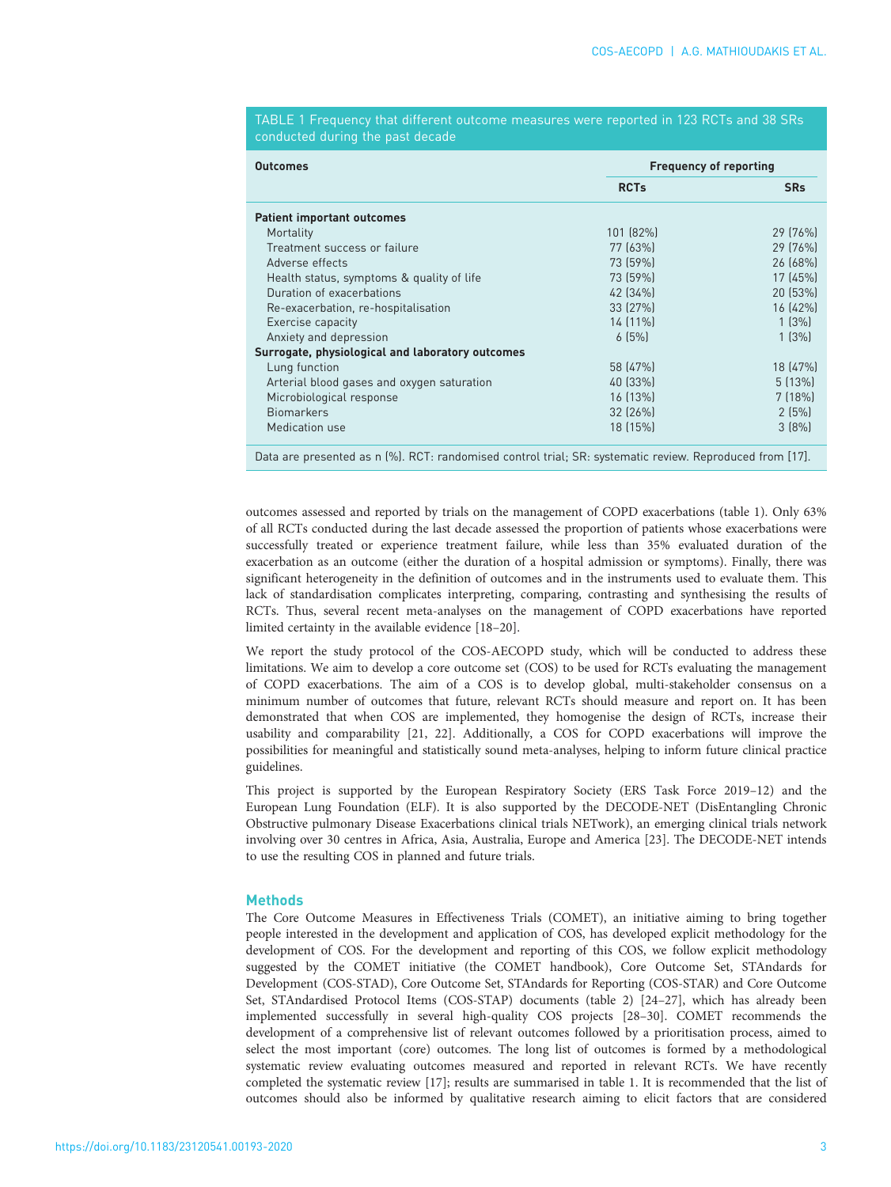TABLE 1 Frequency that different outcome measures were reported in 123 RCTs and 38 SRs conducted during the past decade

| Outcomes | Frequency of reporting | |
|---|---|---|
| | RCTs | SRs |
| **Patient important outcomes** | | |
| Mortality | 101 (82%) | 29 (76%) |
| Treatment success or failure | 77 (63%) | 29 (76%) |
| Adverse effects | 73 (59%) | 26 (68%) |
| Health status, symptoms & quality of life | 73 (59%) | 17 (45%) |
| Duration of exacerbations | 42 (34%) | 20 (53%) |
| Re-exacerbation, re-hospitalisation | 33 (27%) | 16 (42%) |
| Exercise capacity | 14 (11%) | 1 (3%) |
| Anxiety and depression | 6 (5%) | 1 (3%) |
| **Surrogate, physiological and laboratory outcomes** | | |
| Lung function | 58 (47%) | 18 (47%) |
| Arterial blood gases and oxygen saturation | 40 (33%) | 5 (13%) |
| Microbiological response | 16 (13%) | 7 (18%) |
| Biomarkers | 32 (26%) | 2 (5%) |
| Medication use | 18 (15%) | 3 (8%) |

Data are presented as n (%). RCT: randomised control trial; SR: systematic review. Reproduced from [17].

outcomes assessed and reported by trials on the management of COPD exacerbations (table 1). Only 63% of all RCTs conducted during the last decade assessed the proportion of patients whose exacerbations were successfully treated or experience treatment failure, while less than 35% evaluated duration of the exacerbation as an outcome (either the duration of a hospital admission or symptoms). Finally, there was significant heterogeneity in the definition of outcomes and in the instruments used to evaluate them. This lack of standardisation complicates interpreting, comparing, contrasting and synthesising the results of RCTs. Thus, several recent meta-analyses on the management of COPD exacerbations have reported limited certainty in the available evidence [18–20].

We report the study protocol of the COS-AECOPD study, which will be conducted to address these limitations. We aim to develop a core outcome set (COS) to be used for RCTs evaluating the management of COPD exacerbations. The aim of a COS is to develop global, multi-stakeholder consensus on a minimum number of outcomes that future, relevant RCTs should measure and report on. It has been demonstrated that when COS are implemented, they homogenise the design of RCTs, increase their usability and comparability [21, 22]. Additionally, a COS for COPD exacerbations will improve the possibilities for meaningful and statistically sound meta-analyses, helping to inform future clinical practice guidelines.

This project is supported by the European Respiratory Society (ERS Task Force 2019–12) and the European Lung Foundation (ELF). It is also supported by the DECODE-NET (DisEntangling Chronic Obstructive pulmonary Disease Exacerbations clinical trials NETwork), an emerging clinical trials network involving over 30 centres in Africa, Asia, Australia, Europe and America [23]. The DECODE-NET intends to use the resulting COS in planned and future trials.

## Methods

The Core Outcome Measures in Effectiveness Trials (COMET), an initiative aiming to bring together people interested in the development and application of COS, has developed explicit methodology for the development of COS. For the development and reporting of this COS, we follow explicit methodology suggested by the COMET initiative (the COMET handbook), Core Outcome Set, STAndards for Development (COS-STAD), Core Outcome Set, STAndards for Reporting (COS-STAR) and Core Outcome Set, STAndardised Protocol Items (COS-STAP) documents (table 2) [24–27], which has already been implemented successfully in several high-quality COS projects [28–30]. COMET recommends the development of a comprehensive list of relevant outcomes followed by a prioritisation process, aimed to select the most important (core) outcomes. The long list of outcomes is formed by a methodological systematic review evaluating outcomes measured and reported in relevant RCTs. We have recently completed the systematic review [17]; results are summarised in table 1. It is recommended that the list of outcomes should also be informed by qualitative research aiming to elicit factors that are considered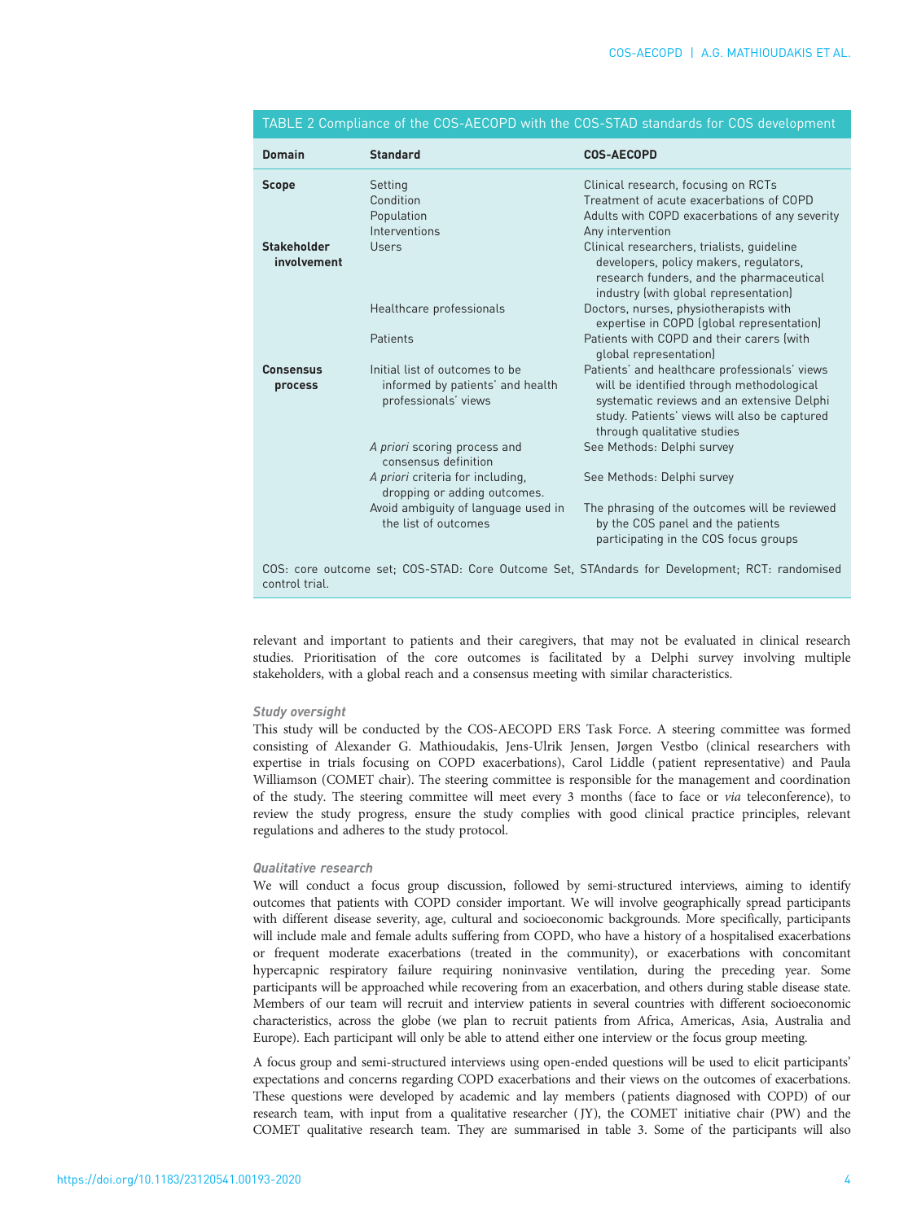TABLE 2 Compliance of the COS-AECOPD with the COS-STAD standards for COS development

| Domain | Standard | COS-AECOPD |
|---|---|---|
| **Scope** | Setting | Clinical research, focusing on RCTs |
| | Condition | Treatment of acute exacerbations of COPD |
| | Population | Adults with COPD exacerbations of any severity |
| | Interventions | Any intervention |
| **Stakeholder involvement** | Users | Clinical researchers, trialists, guideline developers, policy makers, regulators, research funders, and the pharmaceutical industry (with global representation) |
| | Healthcare professionals | Doctors, nurses, physiotherapists with expertise in COPD (global representation) |
| | Patients | Patients with COPD and their carers (with global representation) |
| **Consensus process** | Initial list of outcomes to be informed by patients' and health professionals' views | Patients' and healthcare professionals' views will be identified through methodological systematic reviews and an extensive Delphi study. Patients' views will also be captured through qualitative studies |
| | *A priori* scoring process and consensus definition | See Methods: Delphi survey |
| | *A priori* criteria for including, dropping or adding outcomes. | See Methods: Delphi survey |
| | Avoid ambiguity of language used in the list of outcomes | The phrasing of the outcomes will be reviewed by the COS panel and the patients participating in the COS focus groups |

COS: core outcome set; COS-STAD: Core Outcome Set, STAndards for Development; RCT: randomised control trial.

relevant and important to patients and their caregivers, that may not be evaluated in clinical research studies. Prioritisation of the core outcomes is facilitated by a Delphi survey involving multiple stakeholders, with a global reach and a consensus meeting with similar characteristics.

### *Study oversight*

This study will be conducted by the COS-AECOPD ERS Task Force. A steering committee was formed consisting of Alexander G. Mathioudakis, Jens-Ulrik Jensen, Jørgen Vestbo (clinical researchers with expertise in trials focusing on COPD exacerbations), Carol Liddle (patient representative) and Paula Williamson (COMET chair). The steering committee is responsible for the management and coordination of the study. The steering committee will meet every 3 months (face to face or *via* teleconference), to review the study progress, ensure the study complies with good clinical practice principles, relevant regulations and adheres to the study protocol.

### *Qualitative research*

We will conduct a focus group discussion, followed by semi-structured interviews, aiming to identify outcomes that patients with COPD consider important. We will involve geographically spread participants with different disease severity, age, cultural and socioeconomic backgrounds. More specifically, participants will include male and female adults suffering from COPD, who have a history of a hospitalised exacerbations or frequent moderate exacerbations (treated in the community), or exacerbations with concomitant hypercapnic respiratory failure requiring noninvasive ventilation, during the preceding year. Some participants will be approached while recovering from an exacerbation, and others during stable disease state. Members of our team will recruit and interview patients in several countries with different socioeconomic characteristics, across the globe (we plan to recruit patients from Africa, Americas, Asia, Australia and Europe). Each participant will only be able to attend either one interview or the focus group meeting.

A focus group and semi-structured interviews using open-ended questions will be used to elicit participants' expectations and concerns regarding COPD exacerbations and their views on the outcomes of exacerbations. These questions were developed by academic and lay members (patients diagnosed with COPD) of our research team, with input from a qualitative researcher (JY), the COMET initiative chair (PW) and the COMET qualitative research team. They are summarised in table 3. Some of the participants will also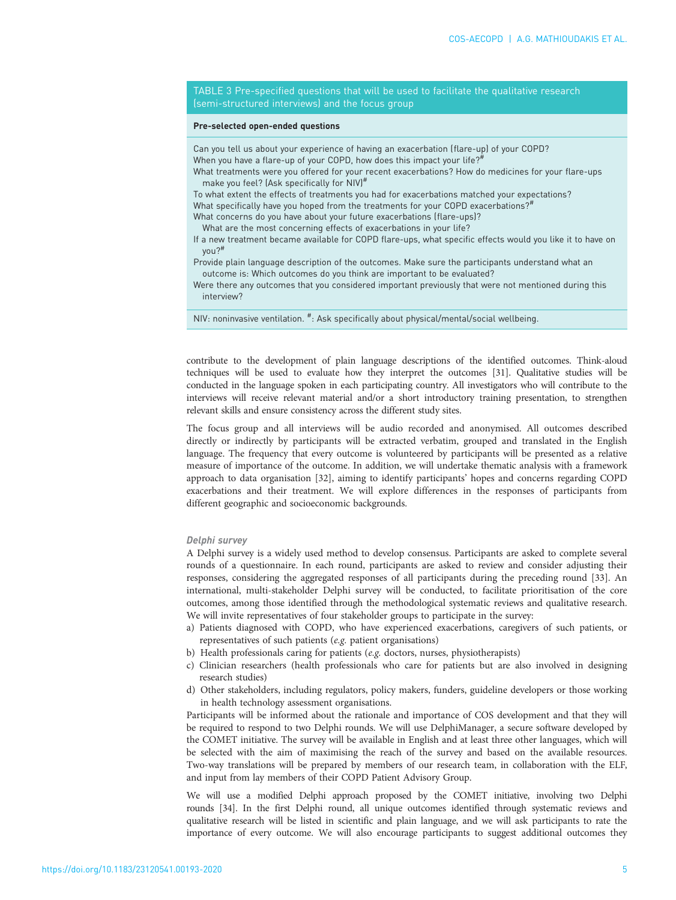TABLE 3 Pre-specified questions that will be used to facilitate the qualitative research (semi-structured interviews) and the focus group

| Pre-selected open-ended questions |
| --- |
| Can you tell us about your experience of having an exacerbation (flare-up) of your COPD? |
| When you have a flare-up of your COPD, how does this impact your life?[#] |
| What treatments were you offered for your recent exacerbations? How do medicines for your flare-ups make you feel? (Ask specifically for NIV)[#] |
| To what extent the effects of treatments you had for exacerbations matched your expectations? |
| What specifically have you hoped from the treatments for your COPD exacerbations?[#] |
| What concerns do you have about your future exacerbations (flare-ups)? What are the most concerning effects of exacerbations in your life? |
| If a new treatment became available for COPD flare-ups, what specific effects would you like it to have on you?[#] |
| Provide plain language description of the outcomes. Make sure the participants understand what an outcome is: Which outcomes do you think are important to be evaluated? |
| Were there any outcomes that you considered important previously that were not mentioned during this interview? |

NIV: noninvasive ventilation. [#]: Ask specifically about physical/mental/social wellbeing.

contribute to the development of plain language descriptions of the identified outcomes. Think-aloud techniques will be used to evaluate how they interpret the outcomes [31]. Qualitative studies will be conducted in the language spoken in each participating country. All investigators who will contribute to the interviews will receive relevant material and/or a short introductory training presentation, to strengthen relevant skills and ensure consistency across the different study sites.

The focus group and all interviews will be audio recorded and anonymised. All outcomes described directly or indirectly by participants will be extracted verbatim, grouped and translated in the English language. The frequency that every outcome is volunteered by participants will be presented as a relative measure of importance of the outcome. In addition, we will undertake thematic analysis with a framework approach to data organisation [32], aiming to identify participants' hopes and concerns regarding COPD exacerbations and their treatment. We will explore differences in the responses of participants from different geographic and socioeconomic backgrounds.

#### *Delphi survey*

A Delphi survey is a widely used method to develop consensus. Participants are asked to complete several rounds of a questionnaire. In each round, participants are asked to review and consider adjusting their responses, considering the aggregated responses of all participants during the preceding round [33]. An international, multi-stakeholder Delphi survey will be conducted, to facilitate prioritisation of the core outcomes, among those identified through the methodological systematic reviews and qualitative research. We will invite representatives of four stakeholder groups to participate in the survey:

a) Patients diagnosed with COPD, who have experienced exacerbations, caregivers of such patients, or representatives of such patients (*e.g.* patient organisations)
b) Health professionals caring for patients (*e.g.* doctors, nurses, physiotherapists)
c) Clinician researchers (health professionals who care for patients but are also involved in designing research studies)
d) Other stakeholders, including regulators, policy makers, funders, guideline developers or those working in health technology assessment organisations.

Participants will be informed about the rationale and importance of COS development and that they will be required to respond to two Delphi rounds. We will use DelphiManager, a secure software developed by the COMET initiative. The survey will be available in English and at least three other languages, which will be selected with the aim of maximising the reach of the survey and based on the available resources. Two-way translations will be prepared by members of our research team, in collaboration with the ELF, and input from lay members of their COPD Patient Advisory Group.

We will use a modified Delphi approach proposed by the COMET initiative, involving two Delphi rounds [34]. In the first Delphi round, all unique outcomes identified through systematic reviews and qualitative research will be listed in scientific and plain language, and we will ask participants to rate the importance of every outcome. We will also encourage participants to suggest additional outcomes they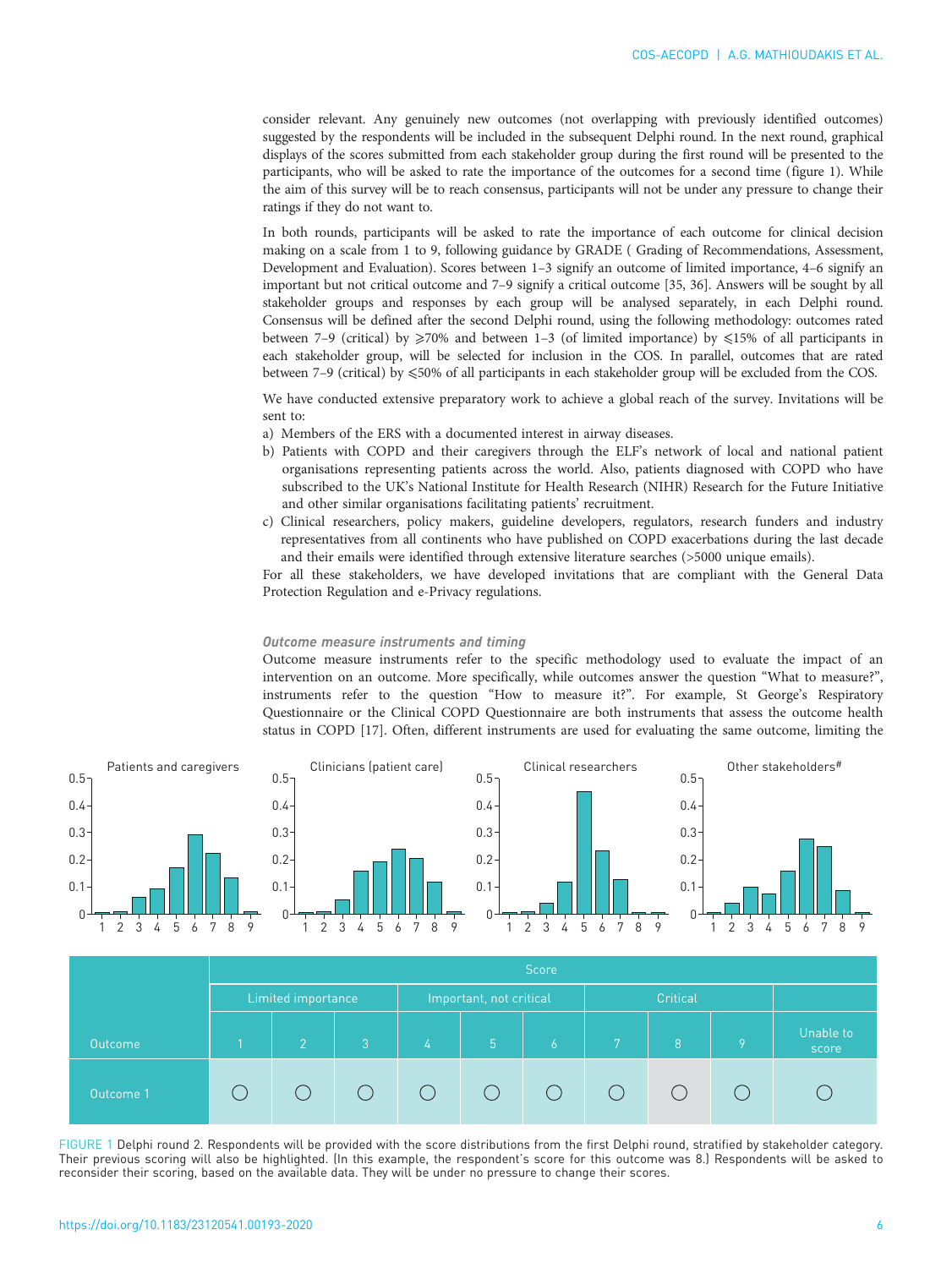consider relevant. Any genuinely new outcomes (not overlapping with previously identified outcomes) suggested by the respondents will be included in the subsequent Delphi round. In the next round, graphical displays of the scores submitted from each stakeholder group during the first round will be presented to the participants, who will be asked to rate the importance of the outcomes for a second time (figure 1). While the aim of this survey will be to reach consensus, participants will not be under any pressure to change their ratings if they do not want to.

In both rounds, participants will be asked to rate the importance of each outcome for clinical decision making on a scale from 1 to 9, following guidance by GRADE ( Grading of Recommendations, Assessment, Development and Evaluation). Scores between 1–3 signify an outcome of limited importance, 4–6 signify an important but not critical outcome and 7–9 signify a critical outcome [35, 36]. Answers will be sought by all stakeholder groups and responses by each group will be analysed separately, in each Delphi round. Consensus will be defined after the second Delphi round, using the following methodology: outcomes rated between 7–9 (critical) by ⩾70% and between 1–3 (of limited importance) by ⩽15% of all participants in each stakeholder group, will be selected for inclusion in the COS. In parallel, outcomes that are rated between 7–9 (critical) by ⩽50% of all participants in each stakeholder group will be excluded from the COS.

We have conducted extensive preparatory work to achieve a global reach of the survey. Invitations will be sent to:

a) Members of the ERS with a documented interest in airway diseases.
b) Patients with COPD and their caregivers through the ELF's network of local and national patient organisations representing patients across the world. Also, patients diagnosed with COPD who have subscribed to the UK's National Institute for Health Research (NIHR) Research for the Future Initiative and other similar organisations facilitating patients' recruitment.
c) Clinical researchers, policy makers, guideline developers, regulators, research funders and industry representatives from all continents who have published on COPD exacerbations during the last decade and their emails were identified through extensive literature searches (>5000 unique emails).

For all these stakeholders, we have developed invitations that are compliant with the General Data Protection Regulation and e-Privacy regulations.

#### *Outcome measure instruments and timing*

Outcome measure instruments refer to the specific methodology used to evaluate the impact of an intervention on an outcome. More specifically, while outcomes answer the question "What to measure?", instruments refer to the question "How to measure it?". For example, St George's Respiratory Questionnaire or the Clinical COPD Questionnaire are both instruments that assess the outcome health status in COPD [17]. Often, different instruments are used for evaluating the same outcome, limiting the

| Outcome | Score | | | | | | | | | |
|---|---|---|---|---|---|---|---|---|---|---|
| | Limited importance | | | Important, not critical | | | Critical | | | |
| | 1 | 2 | 3 | 4 | 5 | 6 | 7 | 8 | 9 | Unable to score |
| Outcome 1 | ○ | ○ | ○ | ○ | ○ | ○ | ○ | ○ | ○ | ○ |

FIGURE 1 Delphi round 2. Respondents will be provided with the score distributions from the first Delphi round, stratified by stakeholder category. Their previous scoring will also be highlighted. (In this example, the respondent's score for this outcome was 8.) Respondents will be asked to reconsider their scoring, based on the available data. They will be under no pressure to change their scores.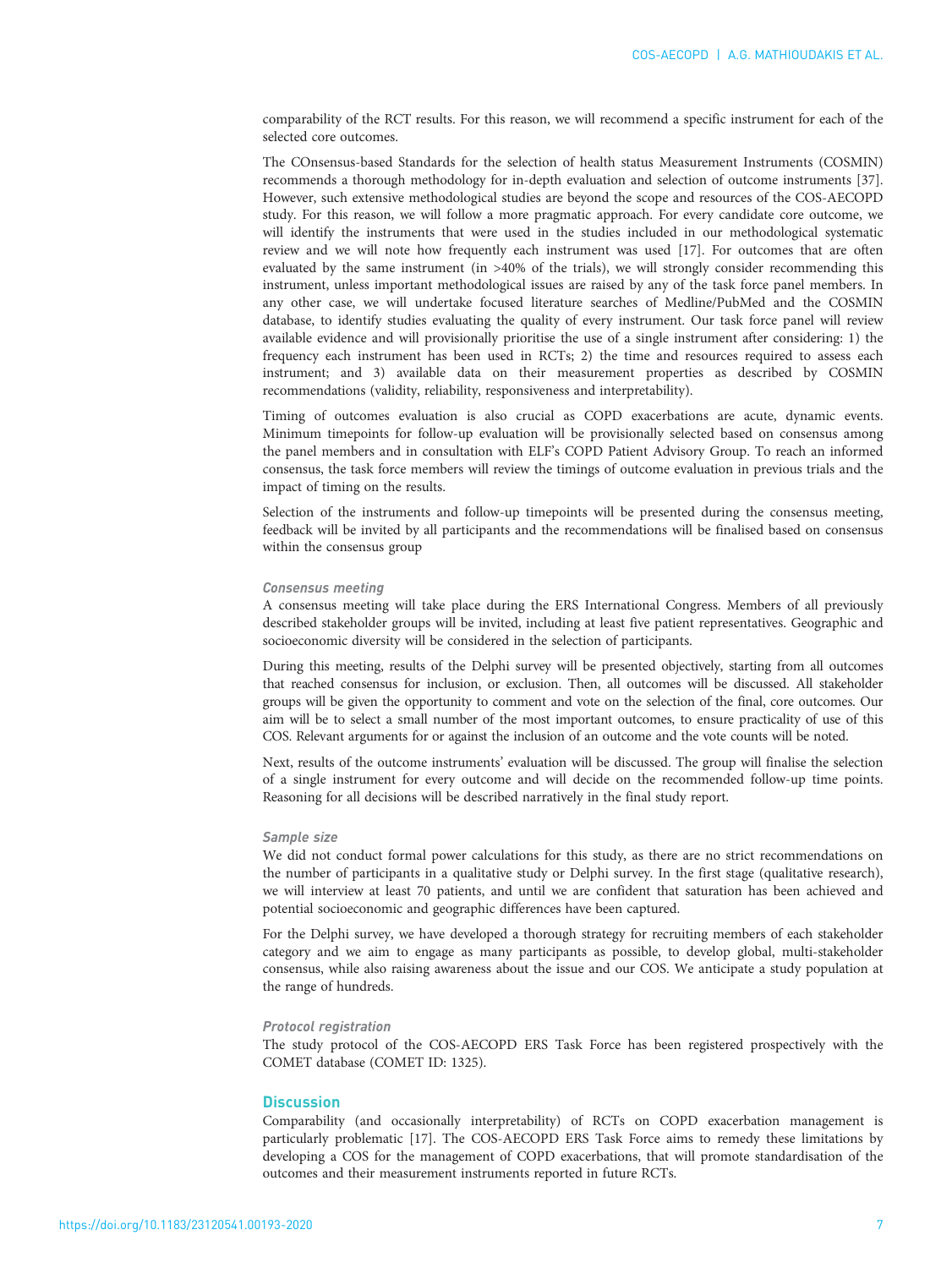comparability of the RCT results. For this reason, we will recommend a specific instrument for each of the selected core outcomes.

The COnsensus-based Standards for the selection of health status Measurement Instruments (COSMIN) recommends a thorough methodology for in-depth evaluation and selection of outcome instruments [37]. However, such extensive methodological studies are beyond the scope and resources of the COS-AECOPD study. For this reason, we will follow a more pragmatic approach. For every candidate core outcome, we will identify the instruments that were used in the studies included in our methodological systematic review and we will note how frequently each instrument was used [17]. For outcomes that are often evaluated by the same instrument (in >40% of the trials), we will strongly consider recommending this instrument, unless important methodological issues are raised by any of the task force panel members. In any other case, we will undertake focused literature searches of Medline/PubMed and the COSMIN database, to identify studies evaluating the quality of every instrument. Our task force panel will review available evidence and will provisionally prioritise the use of a single instrument after considering: 1) the frequency each instrument has been used in RCTs; 2) the time and resources required to assess each instrument; and 3) available data on their measurement properties as described by COSMIN recommendations (validity, reliability, responsiveness and interpretability).

Timing of outcomes evaluation is also crucial as COPD exacerbations are acute, dynamic events. Minimum timepoints for follow-up evaluation will be provisionally selected based on consensus among the panel members and in consultation with ELF's COPD Patient Advisory Group. To reach an informed consensus, the task force members will review the timings of outcome evaluation in previous trials and the impact of timing on the results.

Selection of the instruments and follow-up timepoints will be presented during the consensus meeting, feedback will be invited by all participants and the recommendations will be finalised based on consensus within the consensus group

#### *Consensus meeting*

A consensus meeting will take place during the ERS International Congress. Members of all previously described stakeholder groups will be invited, including at least five patient representatives. Geographic and socioeconomic diversity will be considered in the selection of participants.

During this meeting, results of the Delphi survey will be presented objectively, starting from all outcomes that reached consensus for inclusion, or exclusion. Then, all outcomes will be discussed. All stakeholder groups will be given the opportunity to comment and vote on the selection of the final, core outcomes. Our aim will be to select a small number of the most important outcomes, to ensure practicality of use of this COS. Relevant arguments for or against the inclusion of an outcome and the vote counts will be noted.

Next, results of the outcome instruments' evaluation will be discussed. The group will finalise the selection of a single instrument for every outcome and will decide on the recommended follow-up time points. Reasoning for all decisions will be described narratively in the final study report.

#### *Sample size*

We did not conduct formal power calculations for this study, as there are no strict recommendations on the number of participants in a qualitative study or Delphi survey. In the first stage (qualitative research), we will interview at least 70 patients, and until we are confident that saturation has been achieved and potential socioeconomic and geographic differences have been captured.

For the Delphi survey, we have developed a thorough strategy for recruiting members of each stakeholder category and we aim to engage as many participants as possible, to develop global, multi-stakeholder consensus, while also raising awareness about the issue and our COS. We anticipate a study population at the range of hundreds.

#### *Protocol registration*

The study protocol of the COS-AECOPD ERS Task Force has been registered prospectively with the COMET database (COMET ID: 1325).

## Discussion

Comparability (and occasionally interpretability) of RCTs on COPD exacerbation management is particularly problematic [17]. The COS-AECOPD ERS Task Force aims to remedy these limitations by developing a COS for the management of COPD exacerbations, that will promote standardisation of the outcomes and their measurement instruments reported in future RCTs.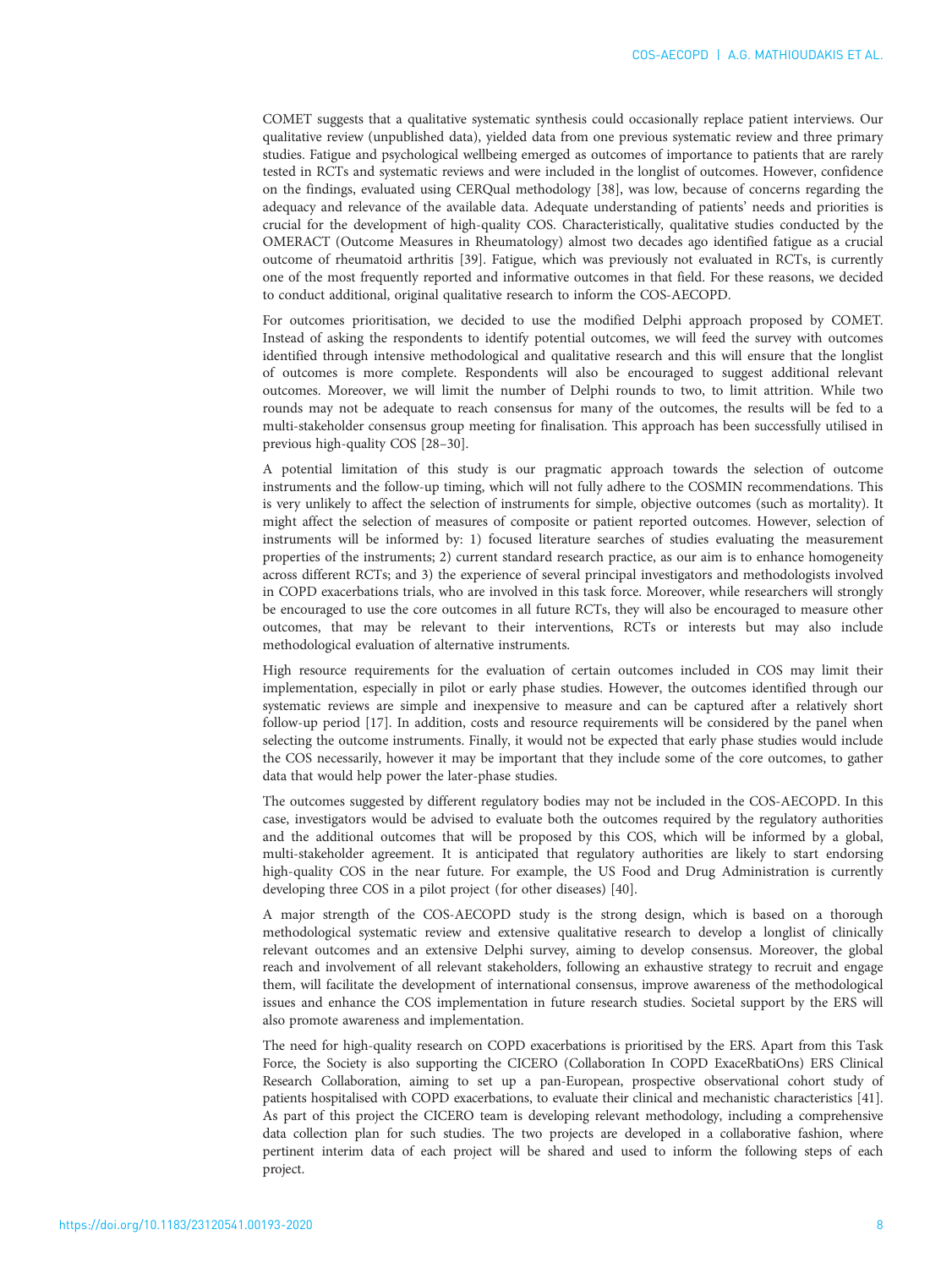COMET suggests that a qualitative systematic synthesis could occasionally replace patient interviews. Our qualitative review (unpublished data), yielded data from one previous systematic review and three primary studies. Fatigue and psychological wellbeing emerged as outcomes of importance to patients that are rarely tested in RCTs and systematic reviews and were included in the longlist of outcomes. However, confidence on the findings, evaluated using CERQual methodology [38], was low, because of concerns regarding the adequacy and relevance of the available data. Adequate understanding of patients' needs and priorities is crucial for the development of high-quality COS. Characteristically, qualitative studies conducted by the OMERACT (Outcome Measures in Rheumatology) almost two decades ago identified fatigue as a crucial outcome of rheumatoid arthritis [39]. Fatigue, which was previously not evaluated in RCTs, is currently one of the most frequently reported and informative outcomes in that field. For these reasons, we decided to conduct additional, original qualitative research to inform the COS-AECOPD.

For outcomes prioritisation, we decided to use the modified Delphi approach proposed by COMET. Instead of asking the respondents to identify potential outcomes, we will feed the survey with outcomes identified through intensive methodological and qualitative research and this will ensure that the longlist of outcomes is more complete. Respondents will also be encouraged to suggest additional relevant outcomes. Moreover, we will limit the number of Delphi rounds to two, to limit attrition. While two rounds may not be adequate to reach consensus for many of the outcomes, the results will be fed to a multi-stakeholder consensus group meeting for finalisation. This approach has been successfully utilised in previous high-quality COS [28–30].

A potential limitation of this study is our pragmatic approach towards the selection of outcome instruments and the follow-up timing, which will not fully adhere to the COSMIN recommendations. This is very unlikely to affect the selection of instruments for simple, objective outcomes (such as mortality). It might affect the selection of measures of composite or patient reported outcomes. However, selection of instruments will be informed by: 1) focused literature searches of studies evaluating the measurement properties of the instruments; 2) current standard research practice, as our aim is to enhance homogeneity across different RCTs; and 3) the experience of several principal investigators and methodologists involved in COPD exacerbations trials, who are involved in this task force. Moreover, while researchers will strongly be encouraged to use the core outcomes in all future RCTs, they will also be encouraged to measure other outcomes, that may be relevant to their interventions, RCTs or interests but may also include methodological evaluation of alternative instruments.

High resource requirements for the evaluation of certain outcomes included in COS may limit their implementation, especially in pilot or early phase studies. However, the outcomes identified through our systematic reviews are simple and inexpensive to measure and can be captured after a relatively short follow-up period [17]. In addition, costs and resource requirements will be considered by the panel when selecting the outcome instruments. Finally, it would not be expected that early phase studies would include the COS necessarily, however it may be important that they include some of the core outcomes, to gather data that would help power the later-phase studies.

The outcomes suggested by different regulatory bodies may not be included in the COS-AECOPD. In this case, investigators would be advised to evaluate both the outcomes required by the regulatory authorities and the additional outcomes that will be proposed by this COS, which will be informed by a global, multi-stakeholder agreement. It is anticipated that regulatory authorities are likely to start endorsing high-quality COS in the near future. For example, the US Food and Drug Administration is currently developing three COS in a pilot project (for other diseases) [40].

A major strength of the COS-AECOPD study is the strong design, which is based on a thorough methodological systematic review and extensive qualitative research to develop a longlist of clinically relevant outcomes and an extensive Delphi survey, aiming to develop consensus. Moreover, the global reach and involvement of all relevant stakeholders, following an exhaustive strategy to recruit and engage them, will facilitate the development of international consensus, improve awareness of the methodological issues and enhance the COS implementation in future research studies. Societal support by the ERS will also promote awareness and implementation.

The need for high-quality research on COPD exacerbations is prioritised by the ERS. Apart from this Task Force, the Society is also supporting the CICERO (Collaboration In COPD ExaceRbatiOns) ERS Clinical Research Collaboration, aiming to set up a pan-European, prospective observational cohort study of patients hospitalised with COPD exacerbations, to evaluate their clinical and mechanistic characteristics [41]. As part of this project the CICERO team is developing relevant methodology, including a comprehensive data collection plan for such studies. The two projects are developed in a collaborative fashion, where pertinent interim data of each project will be shared and used to inform the following steps of each project.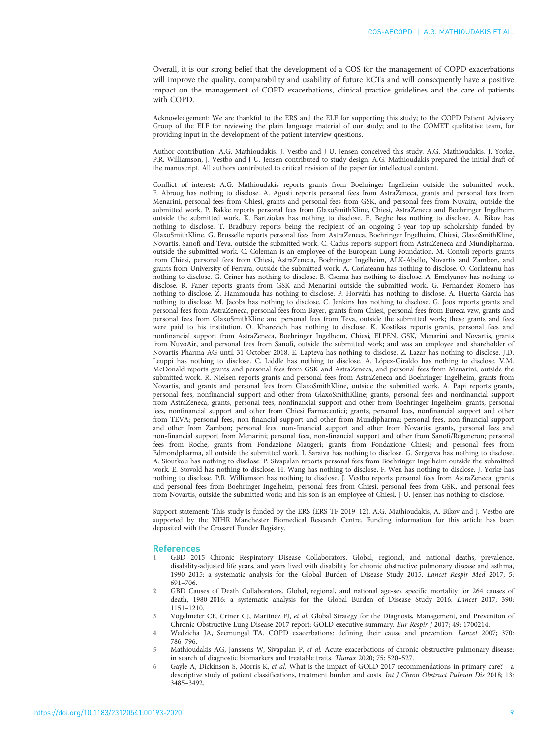Overall, it is our strong belief that the development of a COS for the management of COPD exacerbations will improve the quality, comparability and usability of future RCTs and will consequently have a positive impact on the management of COPD exacerbations, clinical practice guidelines and the care of patients with COPD.

Acknowledgement: We are thankful to the ERS and the ELF for supporting this study; to the COPD Patient Advisory Group of the ELF for reviewing the plain language material of our study; and to the COMET qualitative team, for providing input in the development of the patient interview questions.

Author contribution: A.G. Mathioudakis, J. Vestbo and J-U. Jensen conceived this study. A.G. Mathioudakis, J. Yorke, P.R. Williamson, J. Vestbo and J-U. Jensen contributed to study design. A.G. Mathioudakis prepared the initial draft of the manuscript. All authors contributed to critical revision of the paper for intellectual content.

Conflict of interest: A.G. Mathioudakis reports grants from Boehringer Ingelheim outside the submitted work. F. Abroug has nothing to disclose. A. Agusti reports personal fees from AstraZeneca, grants and personal fees from Menarini, personal fees from Chiesi, grants and personal fees from GSK, and personal fees from Nuvaira, outside the submitted work. P. Bakke reports personal fees from GlaxoSmithKline, Chiesi, AstraZeneca and Boehringer Ingelheim outside the submitted work. K. Bartziokas has nothing to disclose. B. Beghe has nothing to disclose. A. Bikov has nothing to disclose. T. Bradbury reports being the recipient of an ongoing 3-year top-up scholarship funded by GlaxoSmithKline. G. Brusselle reports personal fees from AstraZeneca, Boehringer Ingelheim, Chiesi, GlaxoSmithKline, Novartis, Sanofi and Teva, outside the submitted work. C. Cadus reports support from AstraZeneca and Mundipharma, outside the submitted work. C. Coleman is an employee of the European Lung Foundation. M. Contoli reports grants from Chiesi, personal fees from Chiesi, AstraZeneca, Boehringer Ingelheim, ALK-Abello, Novartis and Zambon, and grants from University of Ferrara, outside the submitted work. A. Corlateanu has nothing to disclose. O. Corlateanu has nothing to disclose. G. Criner has nothing to disclose. B. Csoma has nothing to disclose. A. Emelyanov has nothing to disclose. R. Faner reports grants from GSK and Menarini outside the submitted work. G. Fernandez Romero has nothing to disclose. Z. Hammouda has nothing to disclose. P. Horváth has nothing to disclose. A. Huerta Garcia has nothing to disclose. M. Jacobs has nothing to disclose. C. Jenkins has nothing to disclose. G. Joos reports grants and personal fees from AstraZeneca, personal fees from Bayer, grants from Chiesi, personal fees from Eureca vzw, grants and personal fees from GlaxoSmithKline and personal fees from Teva, outside the submitted work; these grants and fees were paid to his institution. O. Kharevich has nothing to disclose. K. Kostikas reports grants, personal fees and nonfinancial support from AstraZeneca, Boehringer Ingelheim, Chiesi, ELPEN, GSK, Menarini and Novartis, grants from NuvoAir, and personal fees from Sanofi, outside the submitted work; and was an employee and shareholder of Novartis Pharma AG until 31 October 2018. E. Lapteva has nothing to disclose. Z. Lazar has nothing to disclose. J.D. Leuppi has nothing to disclose. C. Liddle has nothing to disclose. A. López-Giraldo has nothing to disclose. V.M. McDonald reports grants and personal fees from GSK and AstraZeneca, and personal fees from Menarini, outside the submitted work. R. Nielsen reports grants and personal fees from AstraZeneca and Boehringer Ingelheim, grants from Novartis, and grants and personal fees from GlaxoSmithKline, outside the submitted work. A. Papi reports grants, personal fees, nonfinancial support and other from GlaxoSmithKline; grants, personal fees and nonfinancial support from AstraZeneca; grants, personal fees, nonfinancial support and other from Boehringer Ingelheim; grants, personal fees, nonfinancial support and other from Chiesi Farmaceutici; grants, personal fees, nonfinancial support and other from TEVA; personal fees, non-financial support and other from Mundipharma; personal fees, non-financial support and other from Zambon; personal fees, non-financial support and other from Novartis; grants, personal fees and non-financial support from Menarini; personal fees, non-financial support and other from Sanofi/Regeneron; personal fees from Roche; grants from Fondazione Maugeri; grants from Fondazione Chiesi; and personal fees from Edmondpharma, all outside the submitted work. I. Saraiva has nothing to disclose. G. Sergeeva has nothing to disclose. A. Sioutkou has nothing to disclose. P. Sivapalan reports personal fees from Boehringer Ingelheim outside the submitted work. E. Stovold has nothing to disclose. H. Wang has nothing to disclose. F. Wen has nothing to disclose. J. Yorke has nothing to disclose. P.R. Williamson has nothing to disclose. J. Vestbo reports personal fees from AstraZeneca, grants and personal fees from Boehringer-Ingelheim, personal fees from Chiesi, personal fees from GSK, and personal fees from Novartis, outside the submitted work; and his son is an employee of Chiesi. J-U. Jensen has nothing to disclose.

Support statement: This study is funded by the ERS (ERS TF-2019–12). A.G. Mathioudakis, A. Bikov and J. Vestbo are supported by the NIHR Manchester Biomedical Research Centre. Funding information for this article has been deposited with the Crossref Funder Registry.

## References

1. GBD 2015 Chronic Respiratory Disease Collaborators. Global, regional, and national deaths, prevalence, disability-adjusted life years, and years lived with disability for chronic obstructive pulmonary disease and asthma, 1990–2015: a systematic analysis for the Global Burden of Disease Study 2015. *Lancet Respir Med* 2017; 5: 691–706.
2. GBD Causes of Death Collaborators. Global, regional, and national age-sex specific mortality for 264 causes of death, 1980-2016: a systematic analysis for the Global Burden of Disease Study 2016. *Lancet* 2017; 390: 1151–1210.
3. Vogelmeier CF, Criner GJ, Martinez FJ, *et al.* Global Strategy for the Diagnosis, Management, and Prevention of Chronic Obstructive Lung Disease 2017 report: GOLD executive summary. *Eur Respir J* 2017; 49: 1700214.
4. Wedzicha JA, Seemungal TA. COPD exacerbations: defining their cause and prevention. *Lancet* 2007; 370: 786–796.
5. Mathioudakis AG, Janssens W, Sivapalan P, *et al.* Acute exacerbations of chronic obstructive pulmonary disease: in search of diagnostic biomarkers and treatable traits. *Thorax* 2020; 75: 520–527.
6. Gayle A, Dickinson S, Morris K, *et al.* What is the impact of GOLD 2017 recommendations in primary care? - a descriptive study of patient classifications, treatment burden and costs. *Int J Chron Obstruct Pulmon Dis* 2018; 13: 3485–3492.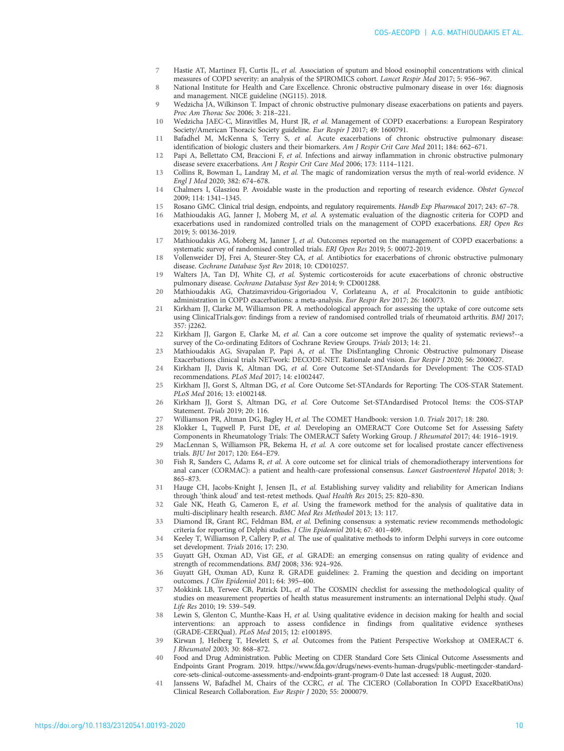7 Hastie AT, Martinez FJ, Curtis JL, *et al.* Association of sputum and blood eosinophil concentrations with clinical measures of COPD severity: an analysis of the SPIROMICS cohort. *Lancet Respir Med* 2017; 5: 956–967.

8 National Institute for Health and Care Excellence. Chronic obstructive pulmonary disease in over 16s: diagnosis and management. NICE guideline (NG115). 2018.

9 Wedzicha JA, Wilkinson T. Impact of chronic obstructive pulmonary disease exacerbations on patients and payers. *Proc Am Thorac Soc* 2006; 3: 218–221.

10 Wedzicha JAEC-C, Miravitlles M, Hurst JR, *et al.* Management of COPD exacerbations: a European Respiratory Society/American Thoracic Society guideline. *Eur Respir J* 2017; 49: 1600791.

11 Bafadhel M, McKenna S, Terry S, *et al.* Acute exacerbations of chronic obstructive pulmonary disease: identification of biologic clusters and their biomarkers. *Am J Respir Crit Care Med* 2011; 184: 662–671.

12 Papi A, Bellettato CM, Braccioni F, *et al.* Infections and airway inflammation in chronic obstructive pulmonary disease severe exacerbations. *Am J Respir Crit Care Med* 2006; 173: 1114–1121.

13 Collins R, Bowman L, Landray M, *et al.* The magic of randomization versus the myth of real-world evidence. *N Engl J Med* 2020; 382: 674–678.

14 Chalmers I, Glasziou P. Avoidable waste in the production and reporting of research evidence. *Obstet Gynecol* 2009; 114: 1341–1345.

15 Rosano GMC. Clinical trial design, endpoints, and regulatory requirements. *Handb Exp Pharmacol* 2017; 243: 67–78.

16 Mathioudakis AG, Janner J, Moberg M, *et al.* A systematic evaluation of the diagnostic criteria for COPD and exacerbations used in randomized controlled trials on the management of COPD exacerbations. *ERJ Open Res* 2019; 5: 00136-2019.

17 Mathioudakis AG, Moberg M, Janner J, *et al.* Outcomes reported on the management of COPD exacerbations: a systematic survey of randomised controlled trials. *ERJ Open Res* 2019; 5: 00072-2019.

18 Vollenweider DJ, Frei A, Steurer-Stey CA, *et al.* Antibiotics for exacerbations of chronic obstructive pulmonary disease. *Cochrane Database Syst Rev* 2018; 10: CD010257.

19 Walters JA, Tan DJ, White CJ, *et al.* Systemic corticosteroids for acute exacerbations of chronic obstructive pulmonary disease. *Cochrane Database Syst Rev* 2014; 9: CD001288.

20 Mathioudakis AG, Chatzimavridou-Grigoriadou V, Corlateanu A, *et al.* Procalcitonin to guide antibiotic administration in COPD exacerbations: a meta-analysis. *Eur Respir Rev* 2017; 26: 160073.

21 Kirkham JJ, Clarke M, Williamson PR. A methodological approach for assessing the uptake of core outcome sets using ClinicalTrials.gov: findings from a review of randomised controlled trials of rheumatoid arthritis. *BMJ* 2017; 357: j2262.

22 Kirkham JJ, Gargon E, Clarke M, *et al.* Can a core outcome set improve the quality of systematic reviews?--a survey of the Co-ordinating Editors of Cochrane Review Groups. *Trials* 2013; 14: 21.

23 Mathioudakis AG, Sivapalan P, Papi A, *et al.* The DisEntangling Chronic Obstructive pulmonary Disease Exacerbations clinical trials NETwork: DECODE-NET. Rationale and vision. *Eur Respir J* 2020; 56: 2000627.

24 Kirkham JJ, Davis K, Altman DG, *et al.* Core Outcome Set-STAndards for Development: The COS-STAD recommendations. *PLoS Med* 2017; 14: e1002447.

25 Kirkham JJ, Gorst S, Altman DG, *et al.* Core Outcome Set-STAndards for Reporting: The COS-STAR Statement. *PLoS Med* 2016; 13: e1002148.

26 Kirkham JJ, Gorst S, Altman DG, *et al.* Core Outcome Set-STAndardised Protocol Items: the COS-STAP Statement. *Trials* 2019; 20: 116.

27 Williamson PR, Altman DG, Bagley H, *et al.* The COMET Handbook: version 1.0. *Trials* 2017; 18: 280.

28 Klokker L, Tugwell P, Furst DE, *et al.* Developing an OMERACT Core Outcome Set for Assessing Safety Components in Rheumatology Trials: The OMERACT Safety Working Group. *J Rheumatol* 2017; 44: 1916–1919.

29 MacLennan S, Williamson PR, Bekema H, *et al.* A core outcome set for localised prostate cancer effectiveness trials. *BJU Int* 2017; 120: E64–E79.

30 Fish R, Sanders C, Adams R, *et al.* A core outcome set for clinical trials of chemoradiotherapy interventions for anal cancer (CORMAC): a patient and health-care professional consensus. *Lancet Gastroenterol Hepatol* 2018; 3: 865–873.

31 Hauge CH, Jacobs-Knight J, Jensen JL, *et al.* Establishing survey validity and reliability for American Indians through 'think aloud' and test-retest methods. *Qual Health Res* 2015; 25: 820–830.

32 Gale NK, Heath G, Cameron E, *et al.* Using the framework method for the analysis of qualitative data in multi-disciplinary health research. *BMC Med Res Methodol* 2013; 13: 117.

33 Diamond IR, Grant RC, Feldman BM, *et al.* Defining consensus: a systematic review recommends methodologic criteria for reporting of Delphi studies. *J Clin Epidemiol* 2014; 67: 401–409.

34 Keeley T, Williamson P, Callery P, *et al.* The use of qualitative methods to inform Delphi surveys in core outcome set development. *Trials* 2016; 17: 230.

35 Guyatt GH, Oxman AD, Vist GE, *et al.* GRADE: an emerging consensus on rating quality of evidence and strength of recommendations. *BMJ* 2008; 336: 924–926.

36 Guyatt GH, Oxman AD, Kunz R. GRADE guidelines: 2. Framing the question and deciding on important outcomes. *J Clin Epidemiol* 2011; 64: 395–400.

37 Mokkink LB, Terwee CB, Patrick DL, *et al.* The COSMIN checklist for assessing the methodological quality of studies on measurement properties of health status measurement instruments: an international Delphi study. *Qual Life Res* 2010; 19: 539–549.

38 Lewin S, Glenton C, Munthe-Kaas H, *et al.* Using qualitative evidence in decision making for health and social interventions: an approach to assess confidence in findings from qualitative evidence syntheses (GRADE-CERQual). *PLoS Med* 2015; 12: e1001895.

39 Kirwan J, Heiberg T, Hewlett S, *et al.* Outcomes from the Patient Perspective Workshop at OMERACT 6. *J Rheumatol* 2003; 30: 868–872.

40 Food and Drug Administration. Public Meeting on CDER Standard Core Sets Clinical Outcome Assessments and Endpoints Grant Program. 2019. https://www.fda.gov/drugs/news-events-human-drugs/public-meetingcder-standard-core-sets-clinical-outcome-assessments-and-endpoints-grant-program-0 Date last accessed: 18 August, 2020.

41 Janssens W, Bafadhel M, Chairs of the CCRC, *et al.* The CICERO (Collaboration In COPD ExaceRbatiOns) Clinical Research Collaboration. *Eur Respir J* 2020; 55: 2000079.